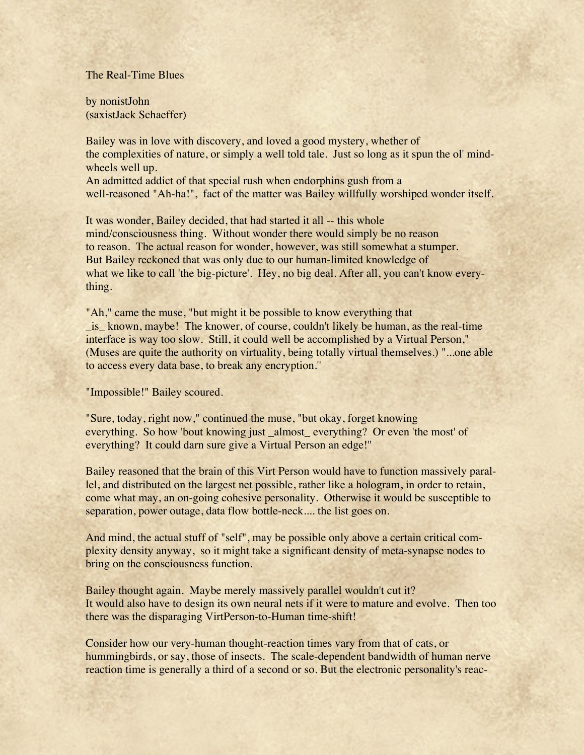# The Real-Time Blues

by nonistJohn
(saxistJack Schaeffer)

Bailey was in love with discovery, and loved a good mystery, whether of the complexities of nature, or simply a well told tale. Just so long as it spun the ol' mind-wheels well up.
An admitted addict of that special rush when endorphins gush from a well-reasoned "Ah-ha!", fact of the matter was Bailey willfully worshiped wonder itself.

It was wonder, Bailey decided, that had started it all -- this whole mind/consciousness thing. Without wonder there would simply be no reason to reason. The actual reason for wonder, however, was still somewhat a stumper. But Bailey reckoned that was only due to our human-limited knowledge of what we like to call 'the big-picture'. Hey, no big deal. After all, you can't know everything.

"Ah," came the muse, "but might it be possible to know everything that _is_ known, maybe! The knower, of course, couldn't likely be human, as the real-time interface is way too slow. Still, it could well be accomplished by a Virtual Person," (Muses are quite the authority on virtuality, being totally virtual themselves.) "...one able to access every data base, to break any encryption."

"Impossible!" Bailey scoured.

"Sure, today, right now," continued the muse, "but okay, forget knowing everything. So how 'bout knowing just _almost_ everything? Or even 'the most' of everything? It could darn sure give a Virtual Person an edge!"

Bailey reasoned that the brain of this Virt Person would have to function massively parallel, and distributed on the largest net possible, rather like a hologram, in order to retain, come what may, an on-going cohesive personality. Otherwise it would be susceptible to separation, power outage, data flow bottle-neck.... the list goes on.

And mind, the actual stuff of "self", may be possible only above a certain critical complexity density anyway, so it might take a significant density of meta-synapse nodes to bring on the consciousness function.

Bailey thought again. Maybe merely massively parallel wouldn't cut it? It would also have to design its own neural nets if it were to mature and evolve. Then too there was the disparaging VirtPerson-to-Human time-shift!

Consider how our very-human thought-reaction times vary from that of cats, or hummingbirds, or say, those of insects. The scale-dependent bandwidth of human nerve reaction time is generally a third of a second or so. But the electronic personality's reac-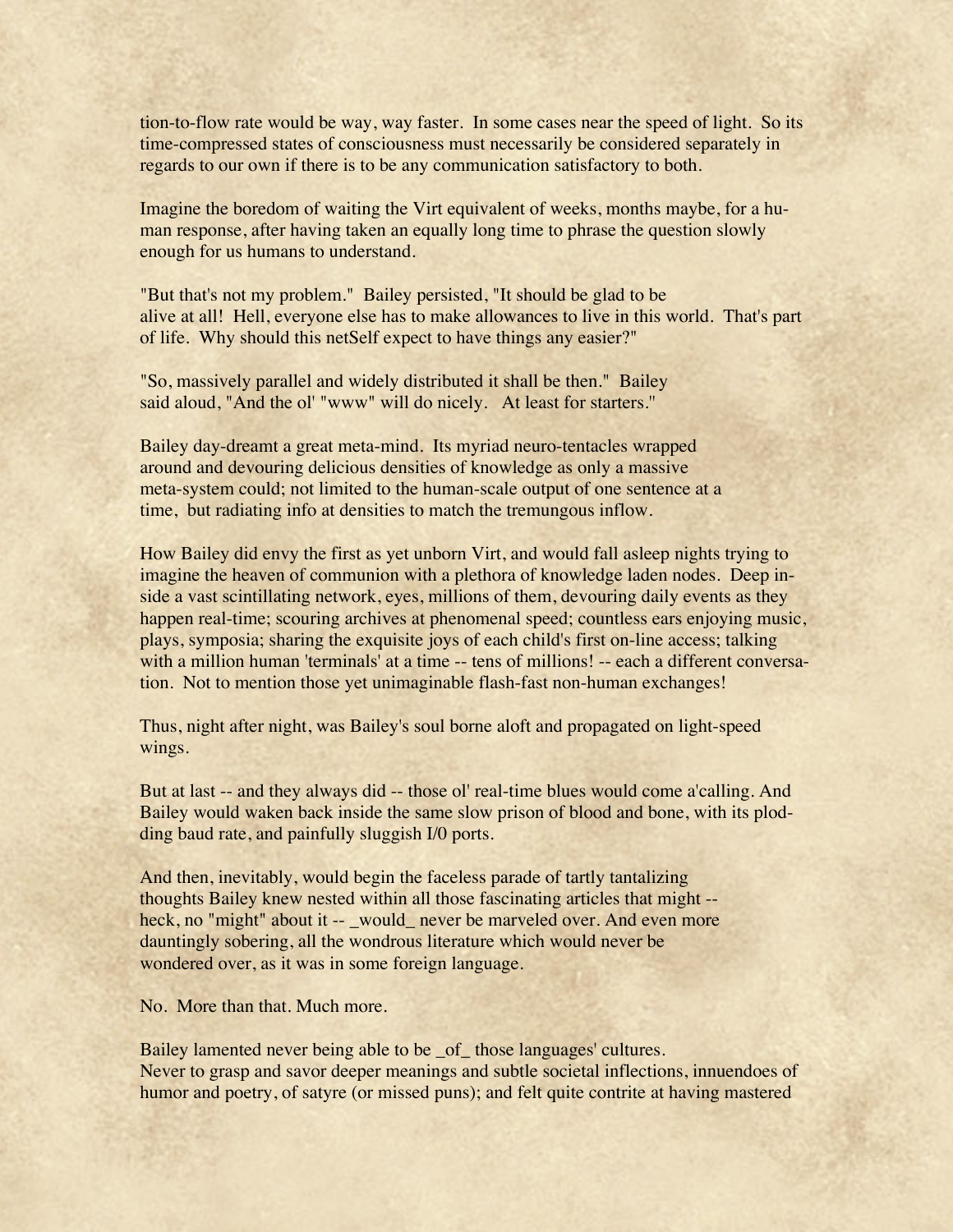tion-to-flow rate would be way, way faster. In some cases near the speed of light. So its time-compressed states of consciousness must necessarily be considered separately in regards to our own if there is to be any communication satisfactory to both.

Imagine the boredom of waiting the Virt equivalent of weeks, months maybe, for a human response, after having taken an equally long time to phrase the question slowly enough for us humans to understand.

"But that's not my problem." Bailey persisted, "It should be glad to be alive at all! Hell, everyone else has to make allowances to live in this world. That's part of life. Why should this netSelf expect to have things any easier?"

"So, massively parallel and widely distributed it shall be then." Bailey said aloud, "And the ol' "www" will do nicely. At least for starters."

Bailey day-dreamt a great meta-mind. Its myriad neuro-tentacles wrapped around and devouring delicious densities of knowledge as only a massive meta-system could; not limited to the human-scale output of one sentence at a time, but radiating info at densities to match the tremungous inflow.

How Bailey did envy the first as yet unborn Virt, and would fall asleep nights trying to imagine the heaven of communion with a plethora of knowledge laden nodes. Deep inside a vast scintillating network, eyes, millions of them, devouring daily events as they happen real-time; scouring archives at phenomenal speed; countless ears enjoying music, plays, symposia; sharing the exquisite joys of each child's first on-line access; talking with a million human 'terminals' at a time -- tens of millions! -- each a different conversation. Not to mention those yet unimaginable flash-fast non-human exchanges!

Thus, night after night, was Bailey's soul borne aloft and propagated on light-speed wings.

But at last -- and they always did -- those ol' real-time blues would come a'calling. And Bailey would waken back inside the same slow prison of blood and bone, with its plodding baud rate, and painfully sluggish I/0 ports.

And then, inevitably, would begin the faceless parade of tartly tantalizing thoughts Bailey knew nested within all those fascinating articles that might -- heck, no "might" about it -- _would_ never be marveled over. And even more dauntingly sobering, all the wondrous literature which would never be wondered over, as it was in some foreign language.

No. More than that. Much more.

Bailey lamented never being able to be _of_ those languages' cultures. Never to grasp and savor deeper meanings and subtle societal inflections, innuendoes of humor and poetry, of satyre (or missed puns); and felt quite contrite at having mastered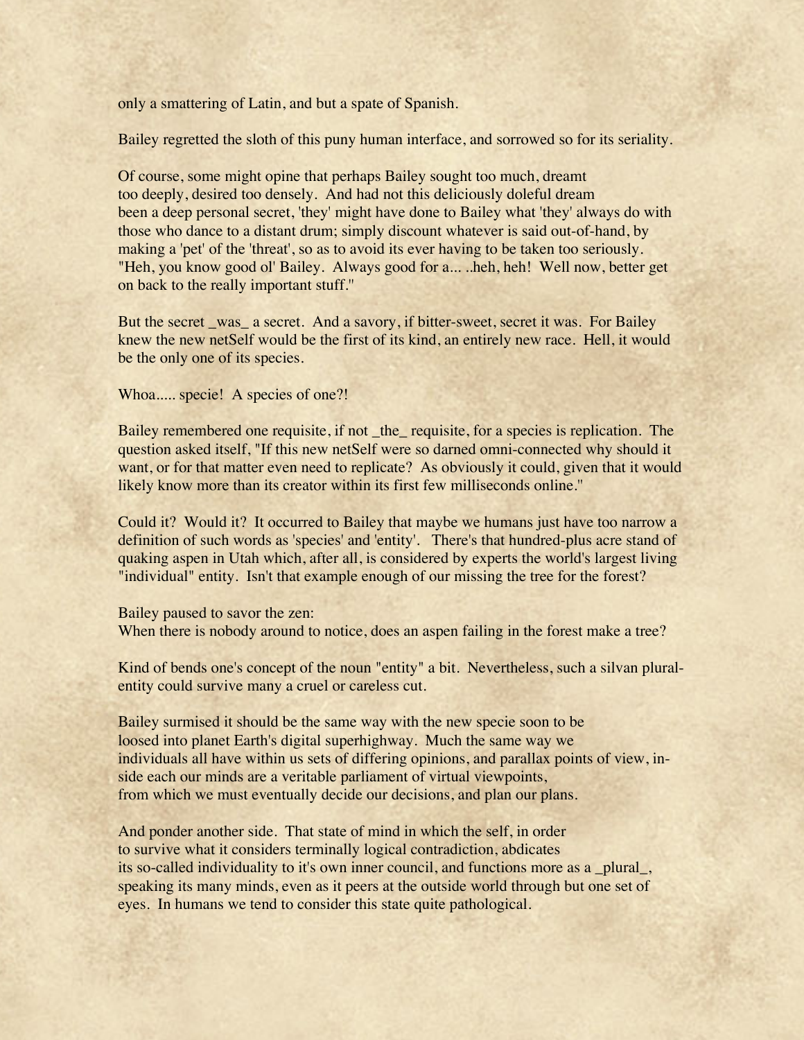only a smattering of Latin, and but a spate of Spanish.

Bailey regretted the sloth of this puny human interface, and sorrowed so for its seriality.

Of course, some might opine that perhaps Bailey sought too much, dreamt too deeply, desired too densely. And had not this deliciously doleful dream been a deep personal secret, 'they' might have done to Bailey what 'they' always do with those who dance to a distant drum; simply discount whatever is said out-of-hand, by making a 'pet' of the 'threat', so as to avoid its ever having to be taken too seriously. "Heh, you know good ol' Bailey. Always good for a... ..heh, heh! Well now, better get on back to the really important stuff."

But the secret _was_ a secret. And a savory, if bitter-sweet, secret it was. For Bailey knew the new netSelf would be the first of its kind, an entirely new race. Hell, it would be the only one of its species.

Whoa..... specie! A species of one?!

Bailey remembered one requisite, if not _the_ requisite, for a species is replication. The question asked itself, "If this new netSelf were so darned omni-connected why should it want, or for that matter even need to replicate? As obviously it could, given that it would likely know more than its creator within its first few milliseconds online."

Could it? Would it? It occurred to Bailey that maybe we humans just have too narrow a definition of such words as 'species' and 'entity'. There's that hundred-plus acre stand of quaking aspen in Utah which, after all, is considered by experts the world's largest living "individual" entity. Isn't that example enough of our missing the tree for the forest?

Bailey paused to savor the zen:
When there is nobody around to notice, does an aspen failing in the forest make a tree?

Kind of bends one's concept of the noun "entity" a bit. Nevertheless, such a silvan plural-entity could survive many a cruel or careless cut.

Bailey surmised it should be the same way with the new specie soon to be loosed into planet Earth's digital superhighway. Much the same way we individuals all have within us sets of differing opinions, and parallax points of view, in-side each our minds are a veritable parliament of virtual viewpoints, from which we must eventually decide our decisions, and plan our plans.

And ponder another side. That state of mind in which the self, in order to survive what it considers terminally logical contradiction, abdicates its so-called individuality to it's own inner council, and functions more as a _plural_, speaking its many minds, even as it peers at the outside world through but one set of eyes. In humans we tend to consider this state quite pathological.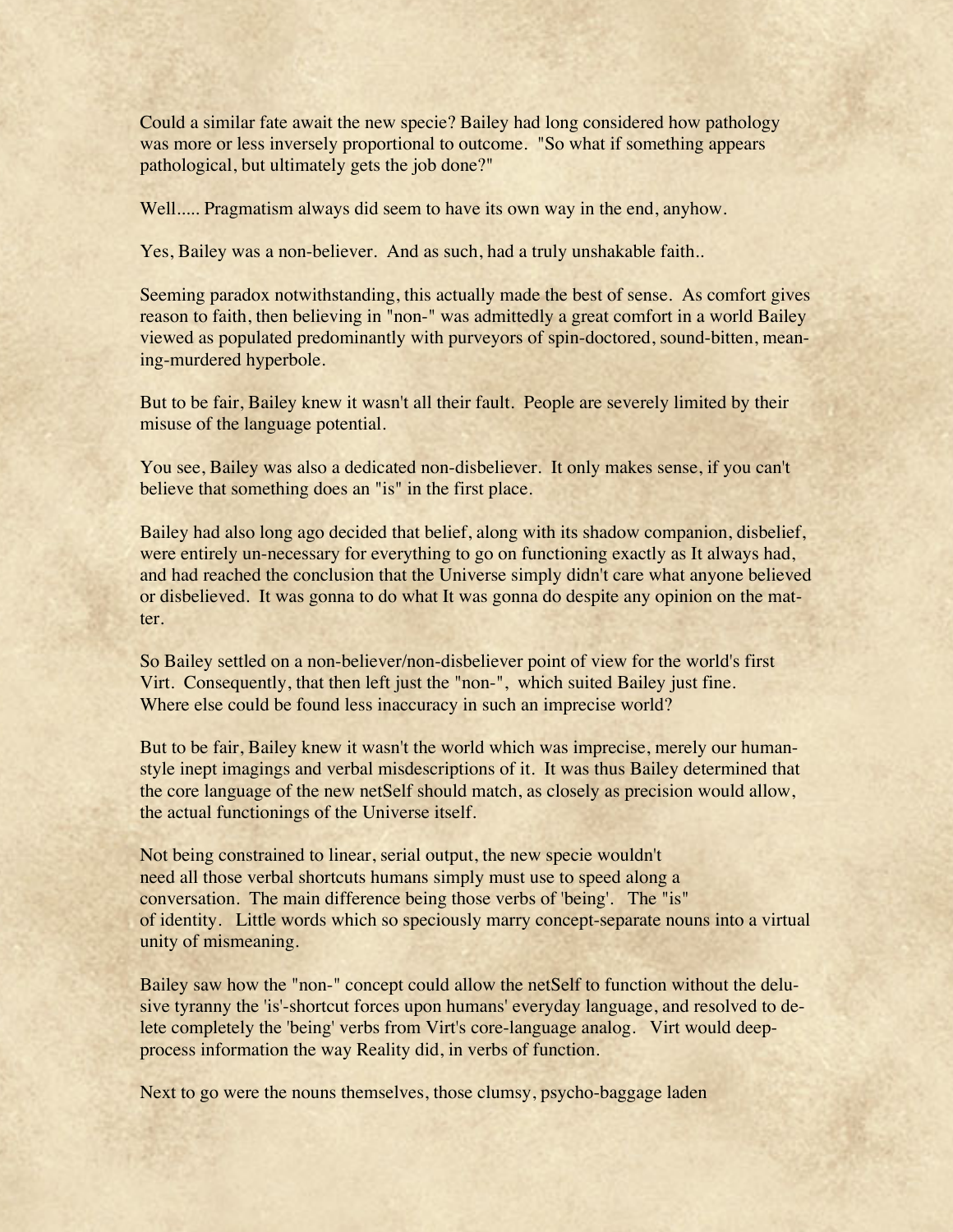Could a similar fate await the new specie? Bailey had long considered how pathology was more or less inversely proportional to outcome. "So what if something appears pathological, but ultimately gets the job done?"

Well..... Pragmatism always did seem to have its own way in the end, anyhow.

Yes, Bailey was a non-believer. And as such, had a truly unshakable faith..

Seeming paradox notwithstanding, this actually made the best of sense. As comfort gives reason to faith, then believing in "non-" was admittedly a great comfort in a world Bailey viewed as populated predominantly with purveyors of spin-doctored, sound-bitten, meaning-murdered hyperbole.

But to be fair, Bailey knew it wasn't all their fault. People are severely limited by their misuse of the language potential.

You see, Bailey was also a dedicated non-disbeliever. It only makes sense, if you can't believe that something does an "is" in the first place.

Bailey had also long ago decided that belief, along with its shadow companion, disbelief, were entirely un-necessary for everything to go on functioning exactly as It always had, and had reached the conclusion that the Universe simply didn't care what anyone believed or disbelieved. It was gonna to do what It was gonna do despite any opinion on the matter.

So Bailey settled on a non-believer/non-disbeliever point of view for the world's first Virt. Consequently, that then left just the "non-", which suited Bailey just fine. Where else could be found less inaccuracy in such an imprecise world?

But to be fair, Bailey knew it wasn't the world which was imprecise, merely our human-style inept imaginings and verbal misdescriptions of it. It was thus Bailey determined that the core language of the new netSelf should match, as closely as precision would allow, the actual functionings of the Universe itself.

Not being constrained to linear, serial output, the new specie wouldn't need all those verbal shortcuts humans simply must use to speed along a conversation. The main difference being those verbs of 'being'. The "is" of identity. Little words which so speciously marry concept-separate nouns into a virtual unity of mismeaning.

Bailey saw how the "non-" concept could allow the netSelf to function without the delusive tyranny the 'is'-shortcut forces upon humans' everyday language, and resolved to delete completely the 'being' verbs from Virt's core-language analog. Virt would deep-process information the way Reality did, in verbs of function.

Next to go were the nouns themselves, those clumsy, psycho-baggage laden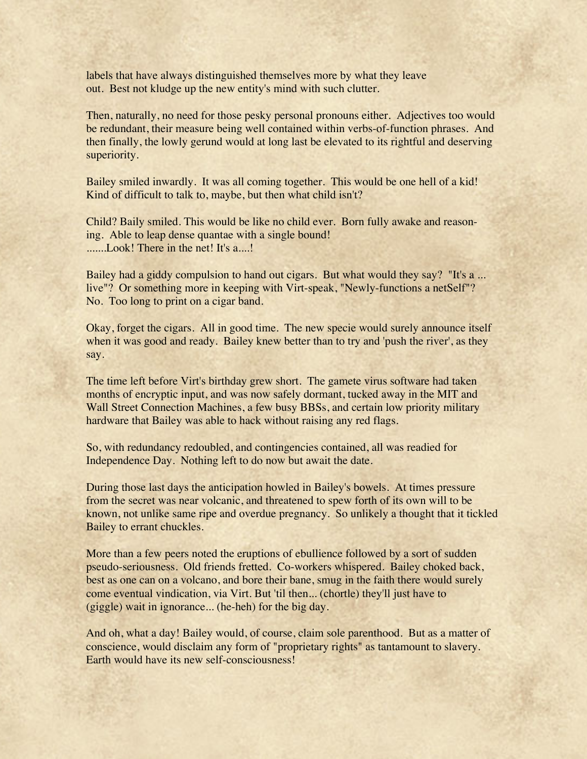labels that have always distinguished themselves more by what they leave out. Best not kludge up the new entity's mind with such clutter.

Then, naturally, no need for those pesky personal pronouns either. Adjectives too would be redundant, their measure being well contained within verbs-of-function phrases. And then finally, the lowly gerund would at long last be elevated to its rightful and deserving superiority.

Bailey smiled inwardly. It was all coming together. This would be one hell of a kid! Kind of difficult to talk to, maybe, but then what child isn't?

Child? Baily smiled. This would be like no child ever. Born fully awake and reasoning. Able to leap dense quantae with a single bound!
.......Look! There in the net! It's a....!

Bailey had a giddy compulsion to hand out cigars. But what would they say? "It's a ... live"? Or something more in keeping with Virt-speak, "Newly-functions a netSelf"? No. Too long to print on a cigar band.

Okay, forget the cigars. All in good time. The new specie would surely announce itself when it was good and ready. Bailey knew better than to try and 'push the river', as they say.

The time left before Virt's birthday grew short. The gamete virus software had taken months of encryptic input, and was now safely dormant, tucked away in the MIT and Wall Street Connection Machines, a few busy BBSs, and certain low priority military hardware that Bailey was able to hack without raising any red flags.

So, with redundancy redoubled, and contingencies contained, all was readied for Independence Day. Nothing left to do now but await the date.

During those last days the anticipation howled in Bailey's bowels. At times pressure from the secret was near volcanic, and threatened to spew forth of its own will to be known, not unlike same ripe and overdue pregnancy. So unlikely a thought that it tickled Bailey to errant chuckles.

More than a few peers noted the eruptions of ebullience followed by a sort of sudden pseudo-seriousness. Old friends fretted. Co-workers whispered. Bailey choked back, best as one can on a volcano, and bore their bane, smug in the faith there would surely come eventual vindication, via Virt. But 'til then... (chortle) they'll just have to (giggle) wait in ignorance... (he-heh) for the big day.

And oh, what a day! Bailey would, of course, claim sole parenthood. But as a matter of conscience, would disclaim any form of "proprietary rights" as tantamount to slavery. Earth would have its new self-consciousness!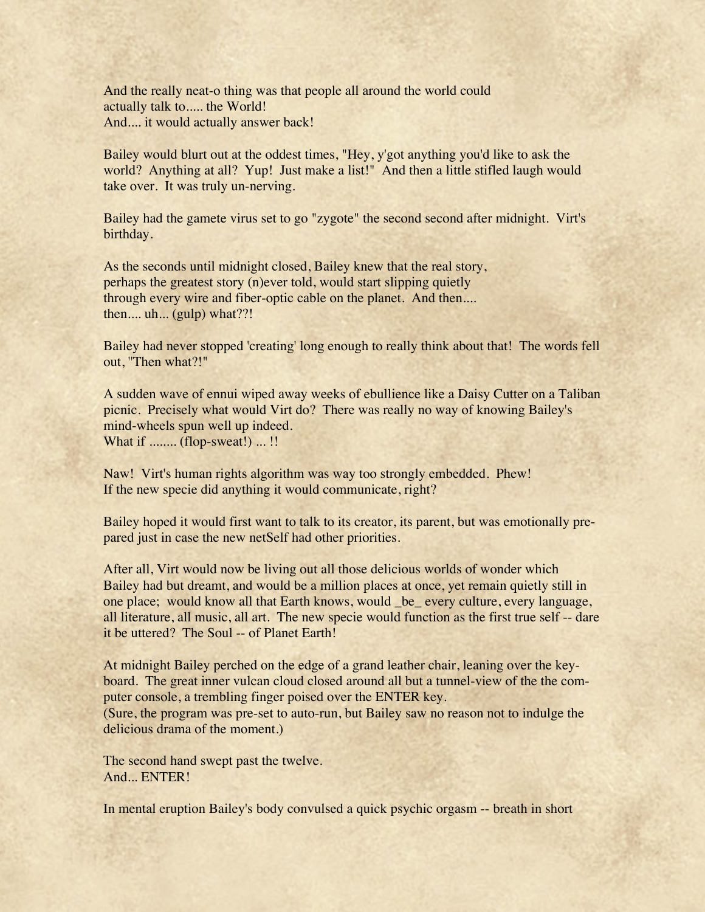And the really neat-o thing was that people all around the world could actually talk to..... the World!
And.... it would actually answer back!

Bailey would blurt out at the oddest times, "Hey, y'got anything you'd like to ask the world? Anything at all? Yup! Just make a list!" And then a little stifled laugh would take over. It was truly un-nerving.

Bailey had the gamete virus set to go "zygote" the second second after midnight. Virt's birthday.

As the seconds until midnight closed, Bailey knew that the real story, perhaps the greatest story (n)ever told, would start slipping quietly through every wire and fiber-optic cable on the planet. And then.... then.... uh... (gulp) what??!

Bailey had never stopped 'creating' long enough to really think about that! The words fell out, "Then what?!"

A sudden wave of ennui wiped away weeks of ebullience like a Daisy Cutter on a Taliban picnic. Precisely what would Virt do? There was really no way of knowing Bailey's mind-wheels spun well up indeed.
What if ........ (flop-sweat!) ... !!

Naw! Virt's human rights algorithm was way too strongly embedded. Phew!
If the new specie did anything it would communicate, right?

Bailey hoped it would first want to talk to its creator, its parent, but was emotionally pre-pared just in case the new netSelf had other priorities.

After all, Virt would now be living out all those delicious worlds of wonder which Bailey had but dreamt, and would be a million places at once, yet remain quietly still in one place; would know all that Earth knows, would _be_ every culture, every language, all literature, all music, all art. The new specie would function as the first true self -- dare it be uttered? The Soul -- of Planet Earth!

At midnight Bailey perched on the edge of a grand leather chair, leaning over the key-board. The great inner vulcan cloud closed around all but a tunnel-view of the the com-puter console, a trembling finger poised over the ENTER key.
(Sure, the program was pre-set to auto-run, but Bailey saw no reason not to indulge the delicious drama of the moment.)

The second hand swept past the twelve.
And... ENTER!

In mental eruption Bailey's body convulsed a quick psychic orgasm -- breath in short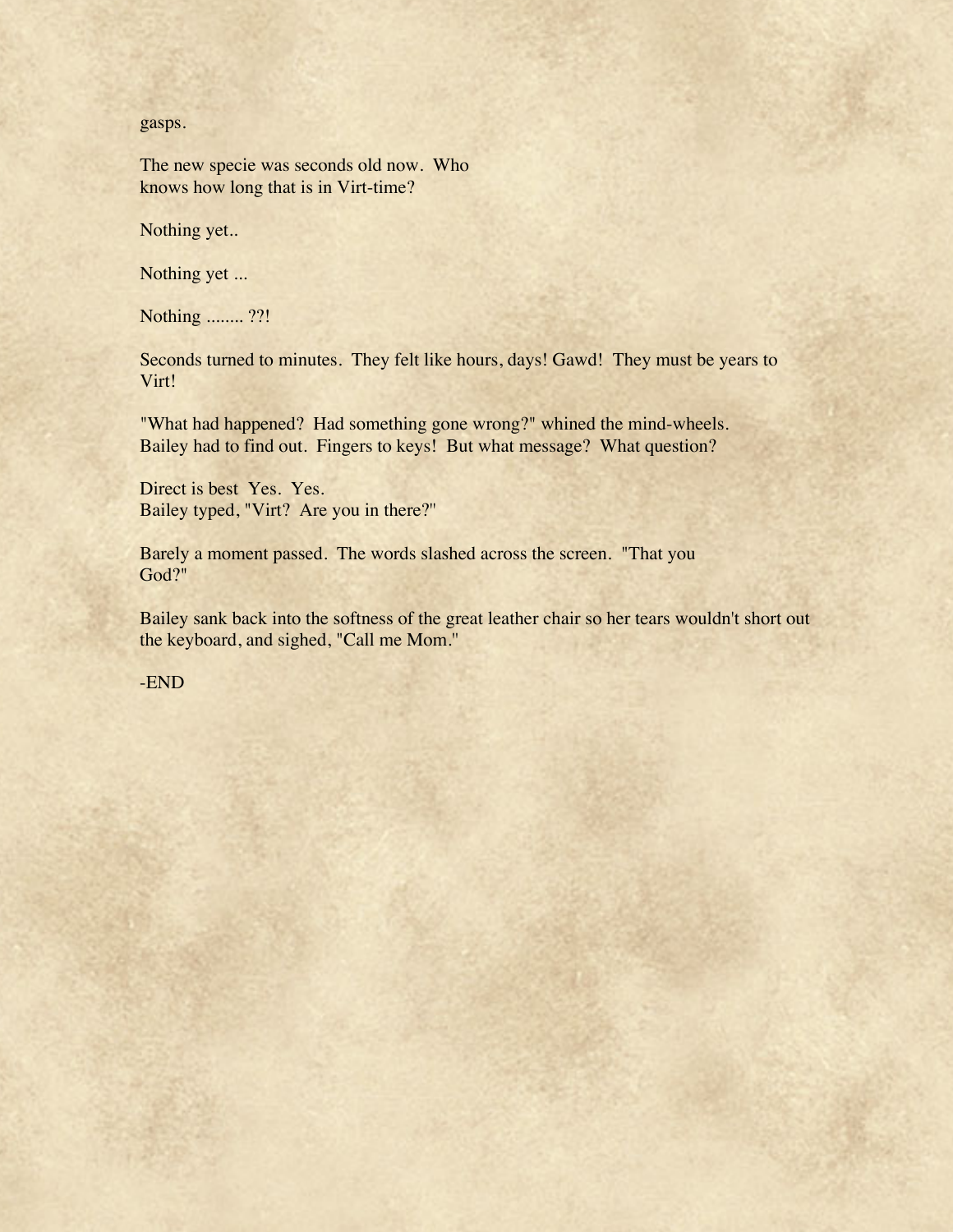gasps.

The new specie was seconds old now. Who knows how long that is in Virt-time?

Nothing yet..

Nothing yet ...

Nothing ........ ??!

Seconds turned to minutes. They felt like hours, days! Gawd! They must be years to Virt!

"What had happened? Had something gone wrong?" whined the mind-wheels. Bailey had to find out. Fingers to keys! But what message? What question?

Direct is best Yes. Yes.
Bailey typed, "Virt? Are you in there?"

Barely a moment passed. The words slashed across the screen. "That you God?"

Bailey sank back into the softness of the great leather chair so her tears wouldn't short out the keyboard, and sighed, "Call me Mom."

-END